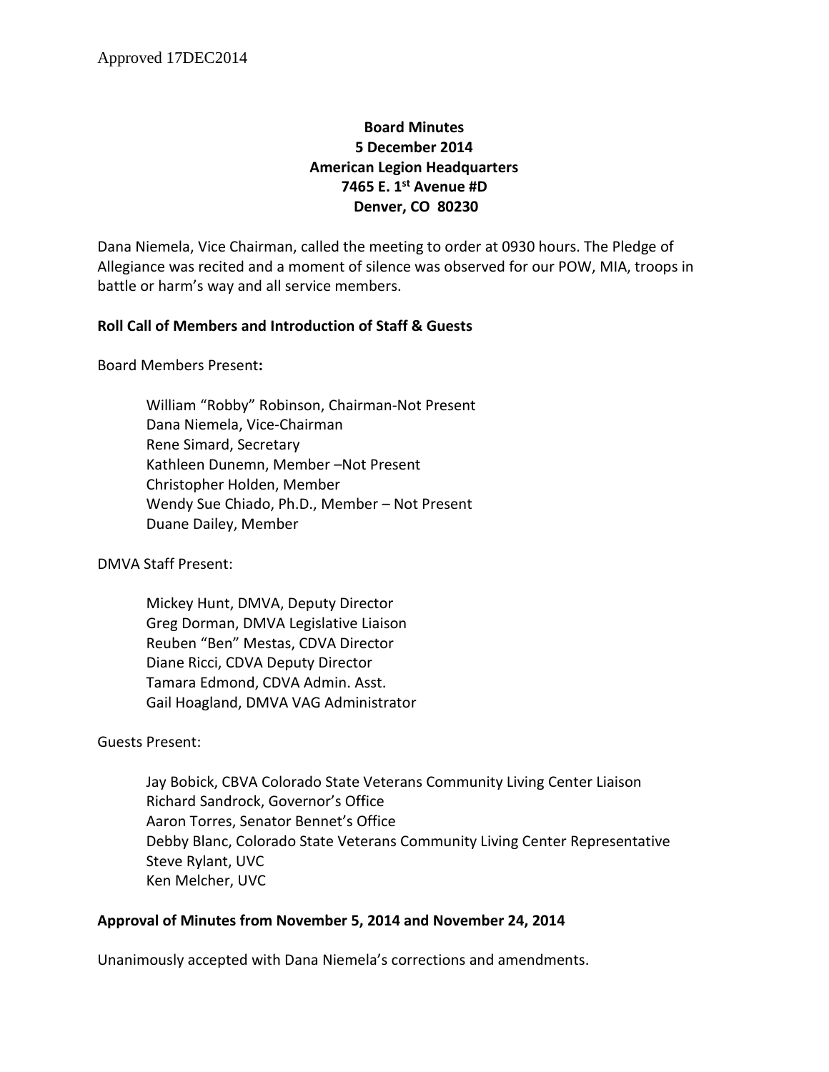Approved 17DEC2014

**Board Minutes**
**5 December 2014**
**American Legion Headquarters**
**7465 E. 1st Avenue #D**
**Denver, CO 80230**

Dana Niemela, Vice Chairman, called the meeting to order at 0930 hours. The Pledge of Allegiance was recited and a moment of silence was observed for our POW, MIA, troops in battle or harm's way and all service members.

**Roll Call of Members and Introduction of Staff & Guests**

Board Members Present**:**

William "Robby" Robinson, Chairman-Not Present
Dana Niemela, Vice-Chairman
Rene Simard, Secretary
Kathleen Dunemn, Member –Not Present
Christopher Holden, Member
Wendy Sue Chiado, Ph.D., Member – Not Present
Duane Dailey, Member

DMVA Staff Present:

Mickey Hunt, DMVA, Deputy Director
Greg Dorman, DMVA Legislative Liaison
Reuben "Ben" Mestas, CDVA Director
Diane Ricci, CDVA Deputy Director
Tamara Edmond, CDVA Admin. Asst.
Gail Hoagland, DMVA VAG Administrator

Guests Present:

Jay Bobick, CBVA Colorado State Veterans Community Living Center Liaison
Richard Sandrock, Governor's Office
Aaron Torres, Senator Bennet's Office
Debby Blanc, Colorado State Veterans Community Living Center Representative
Steve Rylant, UVC
Ken Melcher, UVC

**Approval of Minutes from November 5, 2014 and November 24, 2014**

Unanimously accepted with Dana Niemela's corrections and amendments.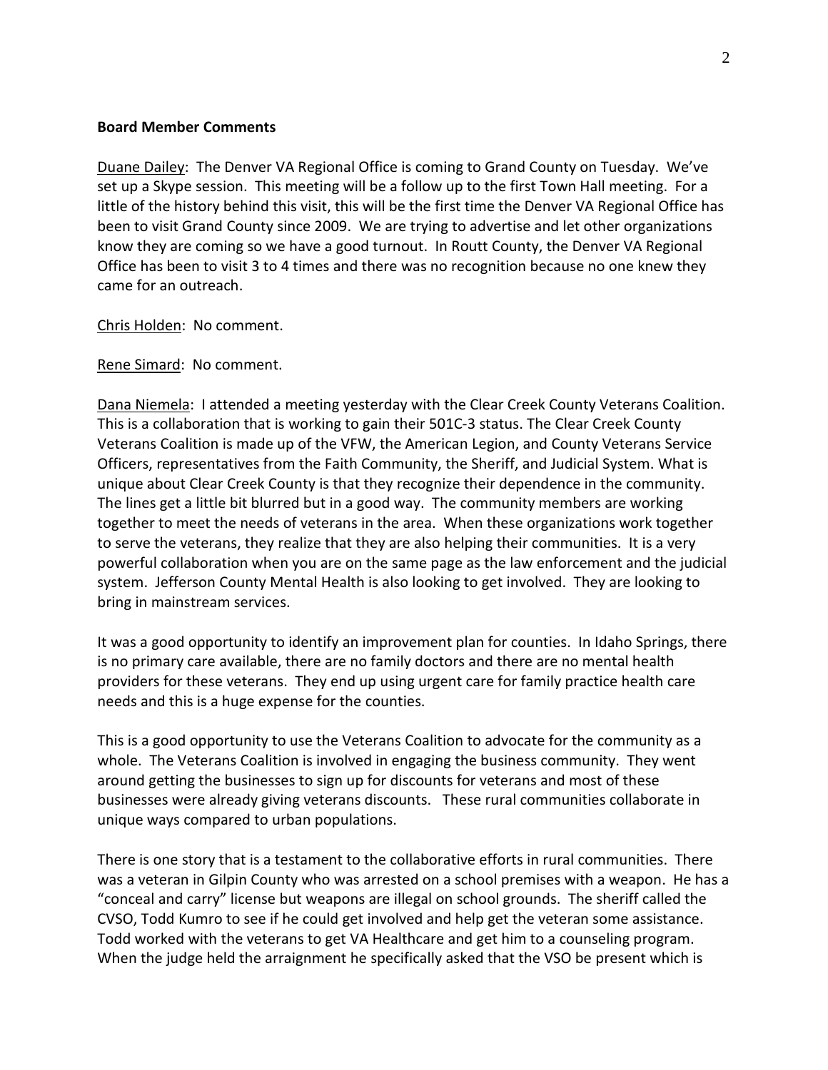**Board Member Comments**

Duane Dailey: The Denver VA Regional Office is coming to Grand County on Tuesday. We've set up a Skype session. This meeting will be a follow up to the first Town Hall meeting. For a little of the history behind this visit, this will be the first time the Denver VA Regional Office has been to visit Grand County since 2009. We are trying to advertise and let other organizations know they are coming so we have a good turnout. In Routt County, the Denver VA Regional Office has been to visit 3 to 4 times and there was no recognition because no one knew they came for an outreach.

Chris Holden: No comment.

Rene Simard: No comment.

Dana Niemela: I attended a meeting yesterday with the Clear Creek County Veterans Coalition. This is a collaboration that is working to gain their 501C-3 status. The Clear Creek County Veterans Coalition is made up of the VFW, the American Legion, and County Veterans Service Officers, representatives from the Faith Community, the Sheriff, and Judicial System. What is unique about Clear Creek County is that they recognize their dependence in the community. The lines get a little bit blurred but in a good way. The community members are working together to meet the needs of veterans in the area. When these organizations work together to serve the veterans, they realize that they are also helping their communities. It is a very powerful collaboration when you are on the same page as the law enforcement and the judicial system. Jefferson County Mental Health is also looking to get involved. They are looking to bring in mainstream services.

It was a good opportunity to identify an improvement plan for counties. In Idaho Springs, there is no primary care available, there are no family doctors and there are no mental health providers for these veterans. They end up using urgent care for family practice health care needs and this is a huge expense for the counties.

This is a good opportunity to use the Veterans Coalition to advocate for the community as a whole. The Veterans Coalition is involved in engaging the business community. They went around getting the businesses to sign up for discounts for veterans and most of these businesses were already giving veterans discounts. These rural communities collaborate in unique ways compared to urban populations.

There is one story that is a testament to the collaborative efforts in rural communities. There was a veteran in Gilpin County who was arrested on a school premises with a weapon. He has a "conceal and carry" license but weapons are illegal on school grounds. The sheriff called the CVSO, Todd Kumro to see if he could get involved and help get the veteran some assistance. Todd worked with the veterans to get VA Healthcare and get him to a counseling program. When the judge held the arraignment he specifically asked that the VSO be present which is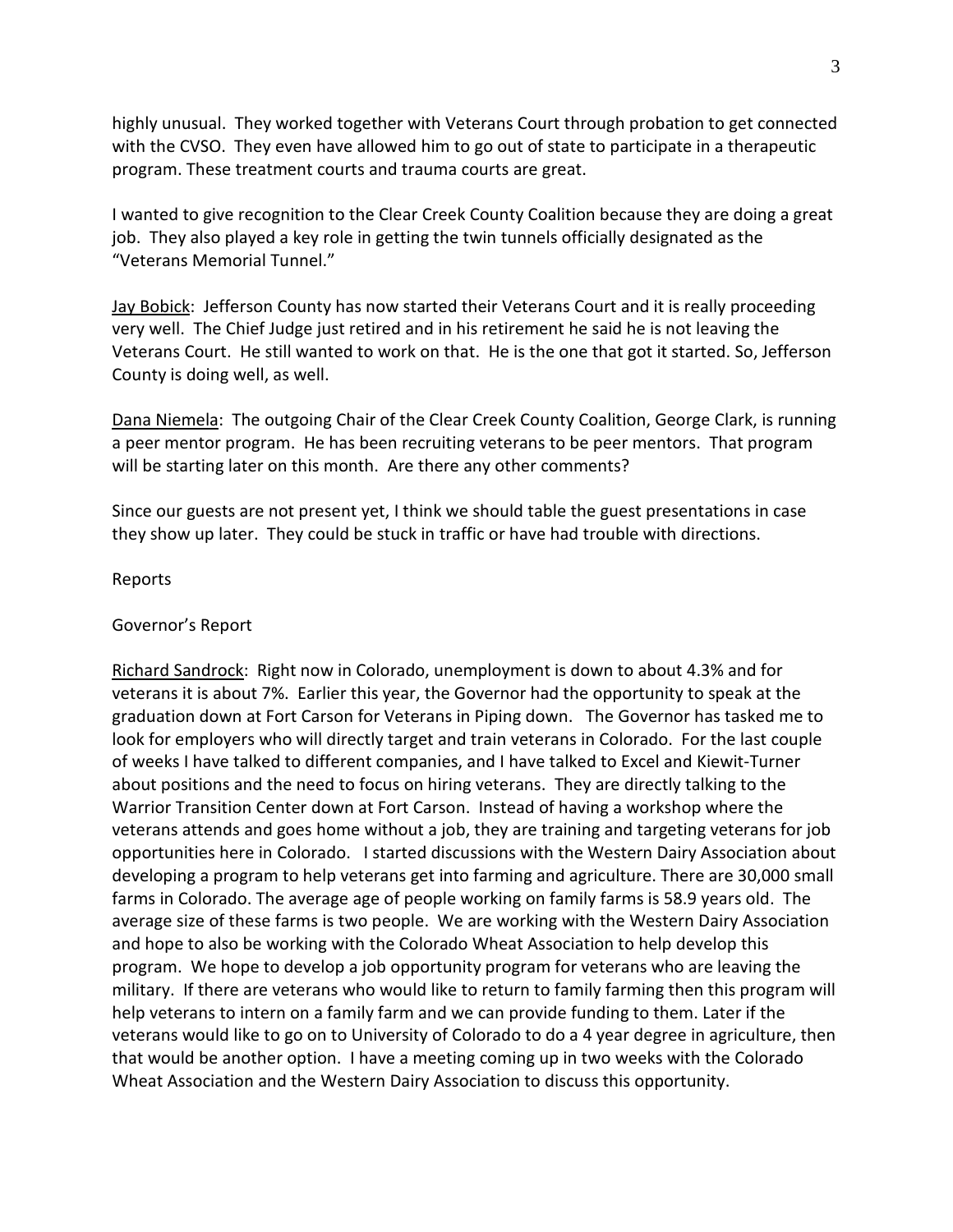highly unusual. They worked together with Veterans Court through probation to get connected with the CVSO. They even have allowed him to go out of state to participate in a therapeutic program. These treatment courts and trauma courts are great.

I wanted to give recognition to the Clear Creek County Coalition because they are doing a great job. They also played a key role in getting the twin tunnels officially designated as the "Veterans Memorial Tunnel."

Jay Bobick: Jefferson County has now started their Veterans Court and it is really proceeding very well. The Chief Judge just retired and in his retirement he said he is not leaving the Veterans Court. He still wanted to work on that. He is the one that got it started. So, Jefferson County is doing well, as well.

Dana Niemela: The outgoing Chair of the Clear Creek County Coalition, George Clark, is running a peer mentor program. He has been recruiting veterans to be peer mentors. That program will be starting later on this month. Are there any other comments?

Since our guests are not present yet, I think we should table the guest presentations in case they show up later. They could be stuck in traffic or have had trouble with directions.

Reports

Governor's Report

Richard Sandrock: Right now in Colorado, unemployment is down to about 4.3% and for veterans it is about 7%. Earlier this year, the Governor had the opportunity to speak at the graduation down at Fort Carson for Veterans in Piping down. The Governor has tasked me to look for employers who will directly target and train veterans in Colorado. For the last couple of weeks I have talked to different companies, and I have talked to Excel and Kiewit-Turner about positions and the need to focus on hiring veterans. They are directly talking to the Warrior Transition Center down at Fort Carson. Instead of having a workshop where the veterans attends and goes home without a job, they are training and targeting veterans for job opportunities here in Colorado. I started discussions with the Western Dairy Association about developing a program to help veterans get into farming and agriculture. There are 30,000 small farms in Colorado. The average age of people working on family farms is 58.9 years old. The average size of these farms is two people. We are working with the Western Dairy Association and hope to also be working with the Colorado Wheat Association to help develop this program. We hope to develop a job opportunity program for veterans who are leaving the military. If there are veterans who would like to return to family farming then this program will help veterans to intern on a family farm and we can provide funding to them. Later if the veterans would like to go on to University of Colorado to do a 4 year degree in agriculture, then that would be another option. I have a meeting coming up in two weeks with the Colorado Wheat Association and the Western Dairy Association to discuss this opportunity.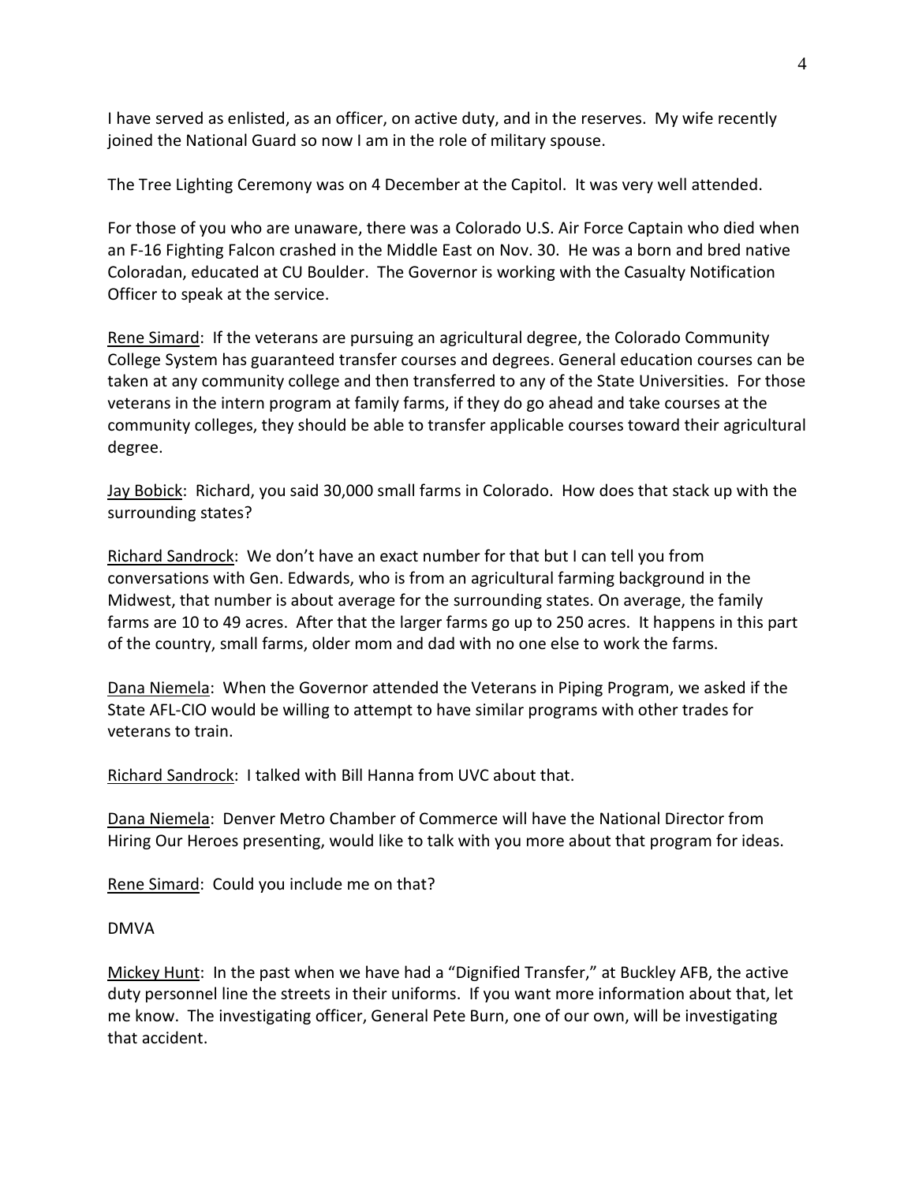I have served as enlisted, as an officer, on active duty, and in the reserves. My wife recently joined the National Guard so now I am in the role of military spouse.

The Tree Lighting Ceremony was on 4 December at the Capitol. It was very well attended.

For those of you who are unaware, there was a Colorado U.S. Air Force Captain who died when an F-16 Fighting Falcon crashed in the Middle East on Nov. 30. He was a born and bred native Coloradan, educated at CU Boulder. The Governor is working with the Casualty Notification Officer to speak at the service.

<u>Rene Simard</u>: If the veterans are pursuing an agricultural degree, the Colorado Community College System has guaranteed transfer courses and degrees. General education courses can be taken at any community college and then transferred to any of the State Universities. For those veterans in the intern program at family farms, if they do go ahead and take courses at the community colleges, they should be able to transfer applicable courses toward their agricultural degree.

<u>Jay Bobick</u>: Richard, you said 30,000 small farms in Colorado. How does that stack up with the surrounding states?

<u>Richard Sandrock</u>: We don't have an exact number for that but I can tell you from conversations with Gen. Edwards, who is from an agricultural farming background in the Midwest, that number is about average for the surrounding states. On average, the family farms are 10 to 49 acres. After that the larger farms go up to 250 acres. It happens in this part of the country, small farms, older mom and dad with no one else to work the farms.

<u>Dana Niemela</u>: When the Governor attended the Veterans in Piping Program, we asked if the State AFL-CIO would be willing to attempt to have similar programs with other trades for veterans to train.

<u>Richard Sandrock</u>: I talked with Bill Hanna from UVC about that.

<u>Dana Niemela</u>: Denver Metro Chamber of Commerce will have the National Director from Hiring Our Heroes presenting, would like to talk with you more about that program for ideas.

<u>Rene Simard</u>: Could you include me on that?

DMVA

<u>Mickey Hunt</u>: In the past when we have had a "Dignified Transfer," at Buckley AFB, the active duty personnel line the streets in their uniforms. If you want more information about that, let me know. The investigating officer, General Pete Burn, one of our own, will be investigating that accident.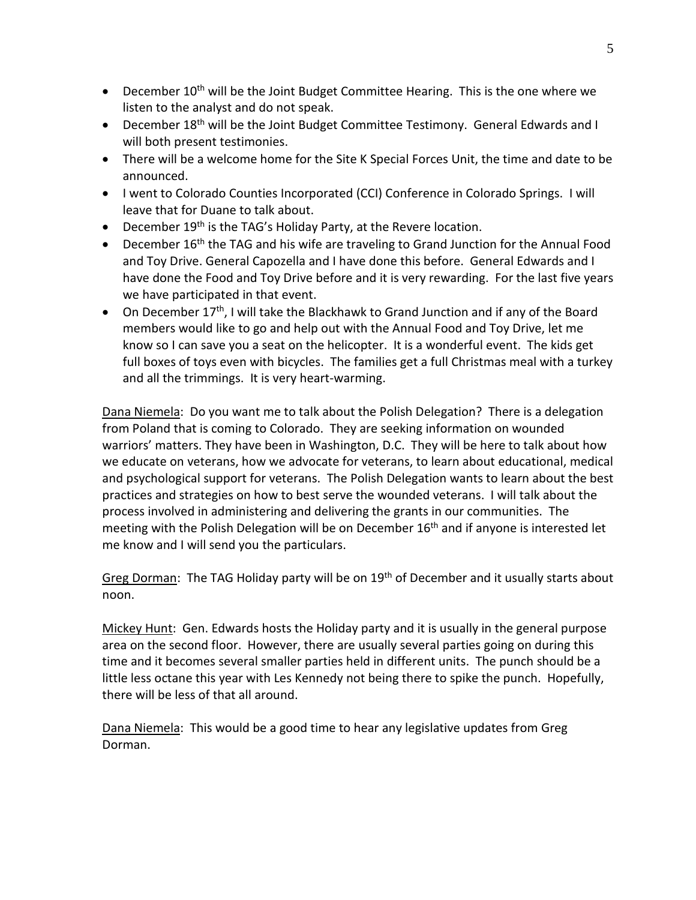- December 10th will be the Joint Budget Committee Hearing. This is the one where we listen to the analyst and do not speak.
- December 18th will be the Joint Budget Committee Testimony. General Edwards and I will both present testimonies.
- There will be a welcome home for the Site K Special Forces Unit, the time and date to be announced.
- I went to Colorado Counties Incorporated (CCI) Conference in Colorado Springs. I will leave that for Duane to talk about.
- December 19th is the TAG's Holiday Party, at the Revere location.
- December 16th the TAG and his wife are traveling to Grand Junction for the Annual Food and Toy Drive. General Capozella and I have done this before. General Edwards and I have done the Food and Toy Drive before and it is very rewarding. For the last five years we have participated in that event.
- On December 17th, I will take the Blackhawk to Grand Junction and if any of the Board members would like to go and help out with the Annual Food and Toy Drive, let me know so I can save you a seat on the helicopter. It is a wonderful event. The kids get full boxes of toys even with bicycles. The families get a full Christmas meal with a turkey and all the trimmings. It is very heart-warming.

Dana Niemela: Do you want me to talk about the Polish Delegation? There is a delegation from Poland that is coming to Colorado. They are seeking information on wounded warriors' matters. They have been in Washington, D.C. They will be here to talk about how we educate on veterans, how we advocate for veterans, to learn about educational, medical and psychological support for veterans. The Polish Delegation wants to learn about the best practices and strategies on how to best serve the wounded veterans. I will talk about the process involved in administering and delivering the grants in our communities. The meeting with the Polish Delegation will be on December 16th and if anyone is interested let me know and I will send you the particulars.

Greg Dorman: The TAG Holiday party will be on 19th of December and it usually starts about noon.

Mickey Hunt: Gen. Edwards hosts the Holiday party and it is usually in the general purpose area on the second floor. However, there are usually several parties going on during this time and it becomes several smaller parties held in different units. The punch should be a little less octane this year with Les Kennedy not being there to spike the punch. Hopefully, there will be less of that all around.

Dana Niemela: This would be a good time to hear any legislative updates from Greg Dorman.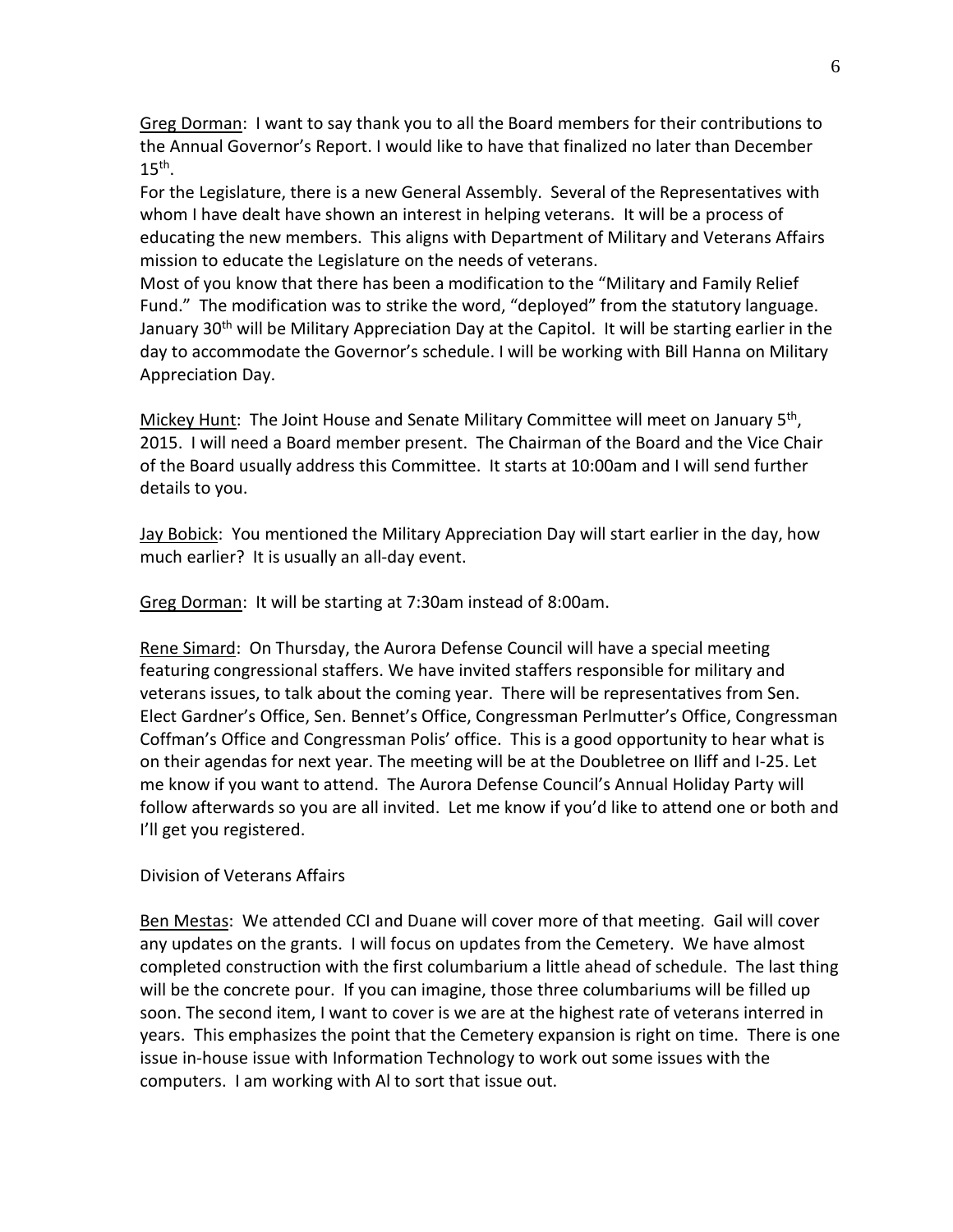<u>Greg Dorman</u>: I want to say thank you to all the Board members for their contributions to the Annual Governor's Report. I would like to have that finalized no later than December 15th.
For the Legislature, there is a new General Assembly. Several of the Representatives with whom I have dealt have shown an interest in helping veterans. It will be a process of educating the new members. This aligns with Department of Military and Veterans Affairs mission to educate the Legislature on the needs of veterans.
Most of you know that there has been a modification to the "Military and Family Relief Fund." The modification was to strike the word, "deployed" from the statutory language. January 30th will be Military Appreciation Day at the Capitol. It will be starting earlier in the day to accommodate the Governor's schedule. I will be working with Bill Hanna on Military Appreciation Day.

<u>Mickey Hunt</u>: The Joint House and Senate Military Committee will meet on January 5th, 2015. I will need a Board member present. The Chairman of the Board and the Vice Chair of the Board usually address this Committee. It starts at 10:00am and I will send further details to you.

<u>Jay Bobick</u>: You mentioned the Military Appreciation Day will start earlier in the day, how much earlier? It is usually an all-day event.

<u>Greg Dorman</u>: It will be starting at 7:30am instead of 8:00am.

<u>Rene Simard</u>: On Thursday, the Aurora Defense Council will have a special meeting featuring congressional staffers. We have invited staffers responsible for military and veterans issues, to talk about the coming year. There will be representatives from Sen. Elect Gardner's Office, Sen. Bennet's Office, Congressman Perlmutter's Office, Congressman Coffman's Office and Congressman Polis' office. This is a good opportunity to hear what is on their agendas for next year. The meeting will be at the Doubletree on Iliff and I-25. Let me know if you want to attend. The Aurora Defense Council's Annual Holiday Party will follow afterwards so you are all invited. Let me know if you'd like to attend one or both and I'll get you registered.

Division of Veterans Affairs

<u>Ben Mestas</u>: We attended CCI and Duane will cover more of that meeting. Gail will cover any updates on the grants. I will focus on updates from the Cemetery. We have almost completed construction with the first columbarium a little ahead of schedule. The last thing will be the concrete pour. If you can imagine, those three columbariums will be filled up soon. The second item, I want to cover is we are at the highest rate of veterans interred in years. This emphasizes the point that the Cemetery expansion is right on time. There is one issue in-house issue with Information Technology to work out some issues with the computers. I am working with Al to sort that issue out.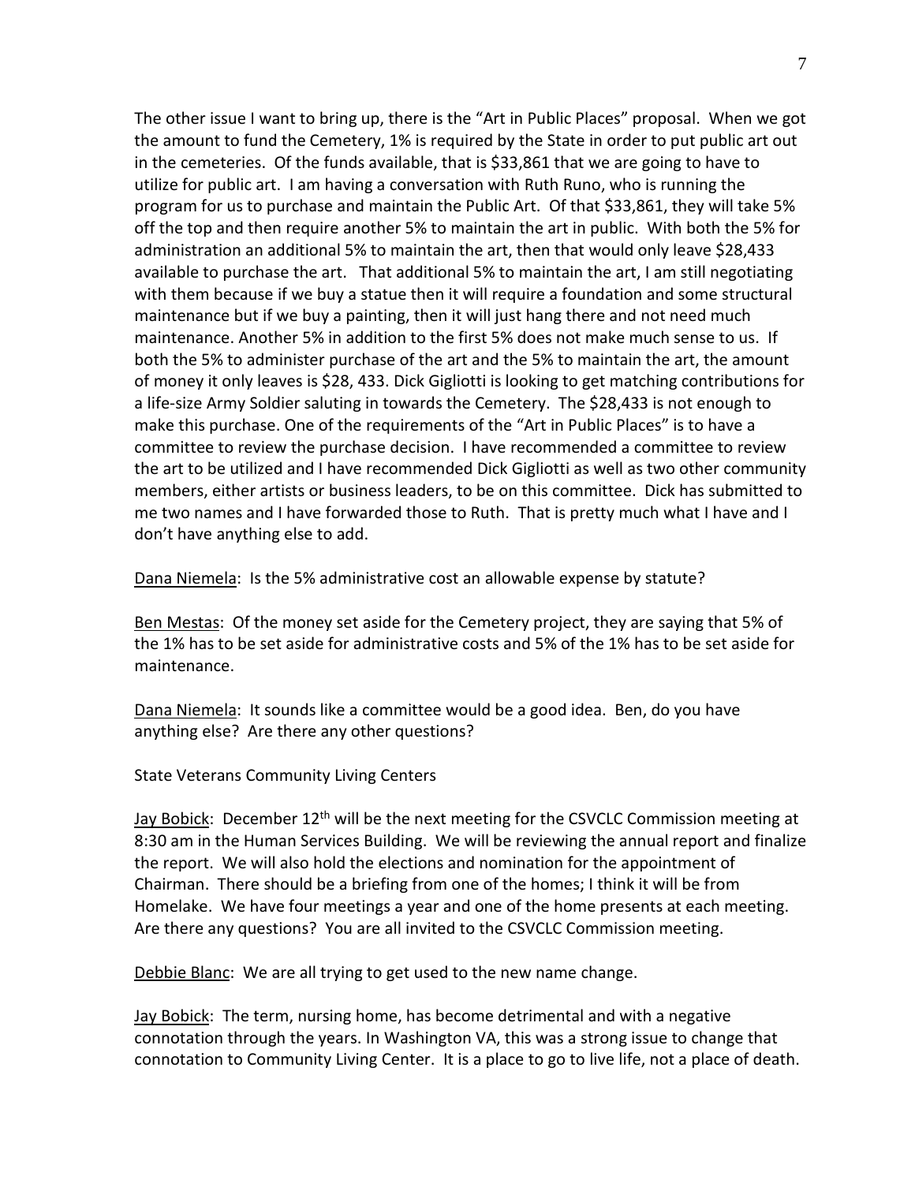The other issue I want to bring up, there is the "Art in Public Places" proposal. When we got the amount to fund the Cemetery, 1% is required by the State in order to put public art out in the cemeteries. Of the funds available, that is $33,861 that we are going to have to utilize for public art. I am having a conversation with Ruth Runo, who is running the program for us to purchase and maintain the Public Art. Of that $33,861, they will take 5% off the top and then require another 5% to maintain the art in public. With both the 5% for administration an additional 5% to maintain the art, then that would only leave $28,433 available to purchase the art. That additional 5% to maintain the art, I am still negotiating with them because if we buy a statue then it will require a foundation and some structural maintenance but if we buy a painting, then it will just hang there and not need much maintenance. Another 5% in addition to the first 5% does not make much sense to us. If both the 5% to administer purchase of the art and the 5% to maintain the art, the amount of money it only leaves is $28, 433. Dick Gigliotti is looking to get matching contributions for a life-size Army Soldier saluting in towards the Cemetery. The $28,433 is not enough to make this purchase. One of the requirements of the "Art in Public Places" is to have a committee to review the purchase decision. I have recommended a committee to review the art to be utilized and I have recommended Dick Gigliotti as well as two other community members, either artists or business leaders, to be on this committee. Dick has submitted to me two names and I have forwarded those to Ruth. That is pretty much what I have and I don't have anything else to add.

<u>Dana Niemela</u>: Is the 5% administrative cost an allowable expense by statute?

<u>Ben Mestas</u>: Of the money set aside for the Cemetery project, they are saying that 5% of the 1% has to be set aside for administrative costs and 5% of the 1% has to be set aside for maintenance.

<u>Dana Niemela</u>: It sounds like a committee would be a good idea. Ben, do you have anything else? Are there any other questions?

State Veterans Community Living Centers

<u>Jay Bobick</u>: December 12th will be the next meeting for the CSVCLC Commission meeting at 8:30 am in the Human Services Building. We will be reviewing the annual report and finalize the report. We will also hold the elections and nomination for the appointment of Chairman. There should be a briefing from one of the homes; I think it will be from Homelake. We have four meetings a year and one of the home presents at each meeting. Are there any questions? You are all invited to the CSVCLC Commission meeting.

<u>Debbie Blanc</u>: We are all trying to get used to the new name change.

<u>Jay Bobick</u>: The term, nursing home, has become detrimental and with a negative connotation through the years. In Washington VA, this was a strong issue to change that connotation to Community Living Center. It is a place to go to live life, not a place of death.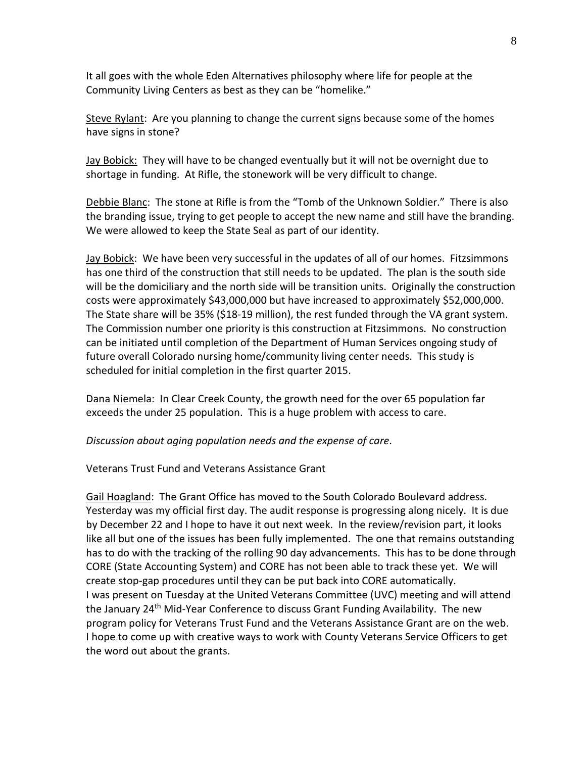It all goes with the whole Eden Alternatives philosophy where life for people at the Community Living Centers as best as they can be "homelike."

Steve Rylant: Are you planning to change the current signs because some of the homes have signs in stone?

Jay Bobick: They will have to be changed eventually but it will not be overnight due to shortage in funding. At Rifle, the stonework will be very difficult to change.

Debbie Blanc: The stone at Rifle is from the "Tomb of the Unknown Soldier." There is also the branding issue, trying to get people to accept the new name and still have the branding. We were allowed to keep the State Seal as part of our identity.

Jay Bobick: We have been very successful in the updates of all of our homes. Fitzsimmons has one third of the construction that still needs to be updated. The plan is the south side will be the domiciliary and the north side will be transition units. Originally the construction costs were approximately $43,000,000 but have increased to approximately $52,000,000. The State share will be 35% ($18-19 million), the rest funded through the VA grant system. The Commission number one priority is this construction at Fitzsimmons. No construction can be initiated until completion of the Department of Human Services ongoing study of future overall Colorado nursing home/community living center needs. This study is scheduled for initial completion in the first quarter 2015.

Dana Niemela: In Clear Creek County, the growth need for the over 65 population far exceeds the under 25 population. This is a huge problem with access to care.

*Discussion about aging population needs and the expense of care*.

Veterans Trust Fund and Veterans Assistance Grant

Gail Hoagland: The Grant Office has moved to the South Colorado Boulevard address. Yesterday was my official first day. The audit response is progressing along nicely. It is due by December 22 and I hope to have it out next week. In the review/revision part, it looks like all but one of the issues has been fully implemented. The one that remains outstanding has to do with the tracking of the rolling 90 day advancements. This has to be done through CORE (State Accounting System) and CORE has not been able to track these yet. We will create stop-gap procedures until they can be put back into CORE automatically.
I was present on Tuesday at the United Veterans Committee (UVC) meeting and will attend the January 24th Mid-Year Conference to discuss Grant Funding Availability. The new program policy for Veterans Trust Fund and the Veterans Assistance Grant are on the web. I hope to come up with creative ways to work with County Veterans Service Officers to get the word out about the grants.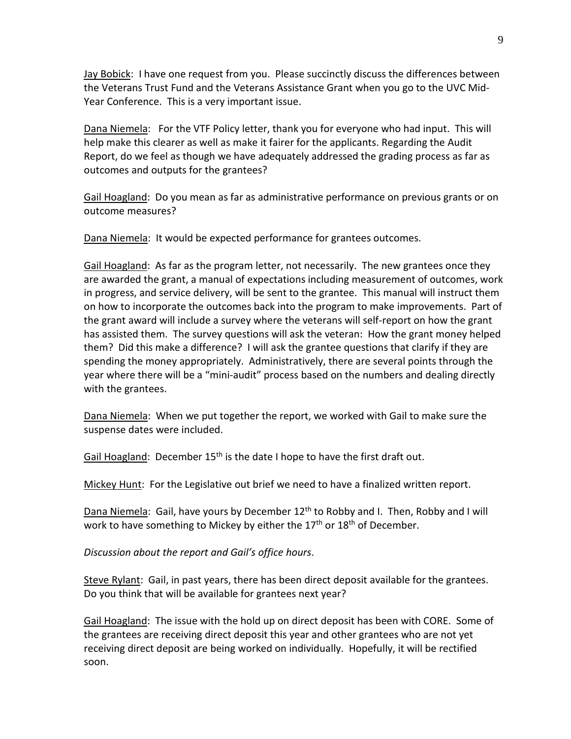Jay Bobick: I have one request from you. Please succinctly discuss the differences between the Veterans Trust Fund and the Veterans Assistance Grant when you go to the UVC Mid-Year Conference. This is a very important issue.

Dana Niemela: For the VTF Policy letter, thank you for everyone who had input. This will help make this clearer as well as make it fairer for the applicants. Regarding the Audit Report, do we feel as though we have adequately addressed the grading process as far as outcomes and outputs for the grantees?

Gail Hoagland: Do you mean as far as administrative performance on previous grants or on outcome measures?

Dana Niemela: It would be expected performance for grantees outcomes.

Gail Hoagland: As far as the program letter, not necessarily. The new grantees once they are awarded the grant, a manual of expectations including measurement of outcomes, work in progress, and service delivery, will be sent to the grantee. This manual will instruct them on how to incorporate the outcomes back into the program to make improvements. Part of the grant award will include a survey where the veterans will self-report on how the grant has assisted them. The survey questions will ask the veteran: How the grant money helped them? Did this make a difference? I will ask the grantee questions that clarify if they are spending the money appropriately. Administratively, there are several points through the year where there will be a "mini-audit" process based on the numbers and dealing directly with the grantees.

Dana Niemela: When we put together the report, we worked with Gail to make sure the suspense dates were included.

Gail Hoagland: December 15th is the date I hope to have the first draft out.

Mickey Hunt: For the Legislative out brief we need to have a finalized written report.

Dana Niemela: Gail, have yours by December 12th to Robby and I. Then, Robby and I will work to have something to Mickey by either the 17th or 18th of December.

*Discussion about the report and Gail's office hours*.

Steve Rylant: Gail, in past years, there has been direct deposit available for the grantees. Do you think that will be available for grantees next year?

Gail Hoagland: The issue with the hold up on direct deposit has been with CORE. Some of the grantees are receiving direct deposit this year and other grantees who are not yet receiving direct deposit are being worked on individually. Hopefully, it will be rectified soon.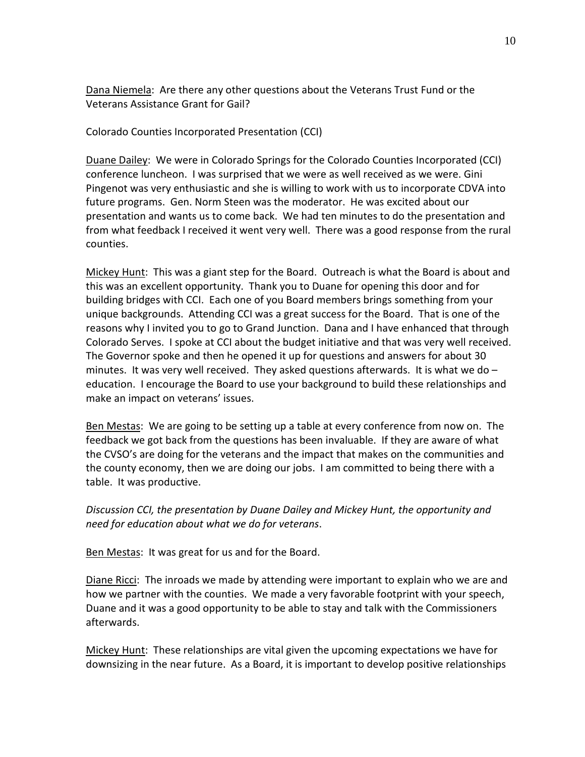Dana Niemela: Are there any other questions about the Veterans Trust Fund or the Veterans Assistance Grant for Gail?

Colorado Counties Incorporated Presentation (CCI)

Duane Dailey: We were in Colorado Springs for the Colorado Counties Incorporated (CCI) conference luncheon. I was surprised that we were as well received as we were. Gini Pingenot was very enthusiastic and she is willing to work with us to incorporate CDVA into future programs. Gen. Norm Steen was the moderator. He was excited about our presentation and wants us to come back. We had ten minutes to do the presentation and from what feedback I received it went very well. There was a good response from the rural counties.

Mickey Hunt: This was a giant step for the Board. Outreach is what the Board is about and this was an excellent opportunity. Thank you to Duane for opening this door and for building bridges with CCI. Each one of you Board members brings something from your unique backgrounds. Attending CCI was a great success for the Board. That is one of the reasons why I invited you to go to Grand Junction. Dana and I have enhanced that through Colorado Serves. I spoke at CCI about the budget initiative and that was very well received. The Governor spoke and then he opened it up for questions and answers for about 30 minutes. It was very well received. They asked questions afterwards. It is what we do – education. I encourage the Board to use your background to build these relationships and make an impact on veterans' issues.

Ben Mestas: We are going to be setting up a table at every conference from now on. The feedback we got back from the questions has been invaluable. If they are aware of what the CVSO's are doing for the veterans and the impact that makes on the communities and the county economy, then we are doing our jobs. I am committed to being there with a table. It was productive.

*Discussion CCI, the presentation by Duane Dailey and Mickey Hunt, the opportunity and need for education about what we do for veterans*.

Ben Mestas: It was great for us and for the Board.

Diane Ricci: The inroads we made by attending were important to explain who we are and how we partner with the counties. We made a very favorable footprint with your speech, Duane and it was a good opportunity to be able to stay and talk with the Commissioners afterwards.

Mickey Hunt: These relationships are vital given the upcoming expectations we have for downsizing in the near future. As a Board, it is important to develop positive relationships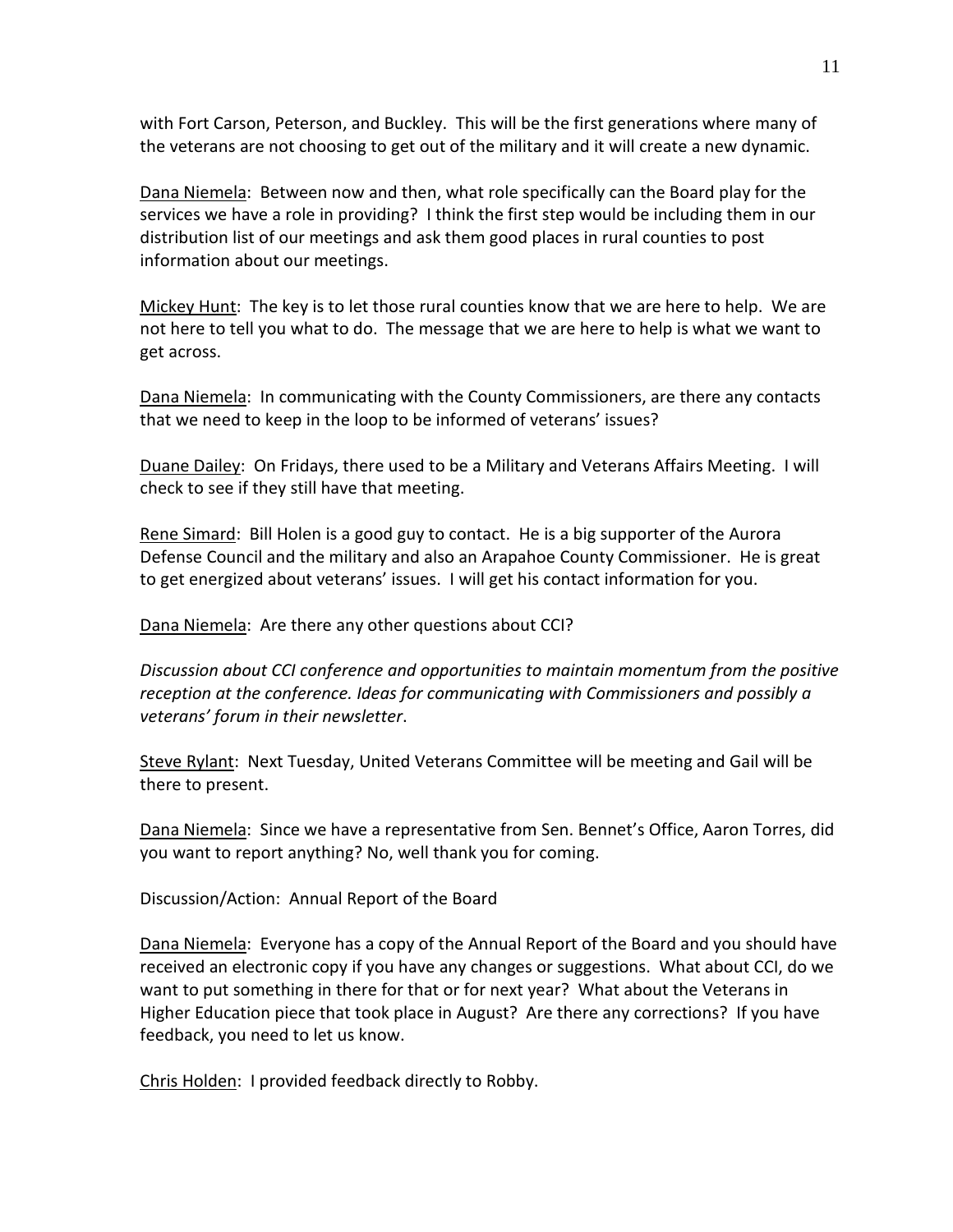with Fort Carson, Peterson, and Buckley. This will be the first generations where many of the veterans are not choosing to get out of the military and it will create a new dynamic.

Dana Niemela: Between now and then, what role specifically can the Board play for the services we have a role in providing? I think the first step would be including them in our distribution list of our meetings and ask them good places in rural counties to post information about our meetings.

Mickey Hunt: The key is to let those rural counties know that we are here to help. We are not here to tell you what to do. The message that we are here to help is what we want to get across.

Dana Niemela: In communicating with the County Commissioners, are there any contacts that we need to keep in the loop to be informed of veterans' issues?

Duane Dailey: On Fridays, there used to be a Military and Veterans Affairs Meeting. I will check to see if they still have that meeting.

Rene Simard: Bill Holen is a good guy to contact. He is a big supporter of the Aurora Defense Council and the military and also an Arapahoe County Commissioner. He is great to get energized about veterans' issues. I will get his contact information for you.

Dana Niemela: Are there any other questions about CCI?

*Discussion about CCI conference and opportunities to maintain momentum from the positive reception at the conference. Ideas for communicating with Commissioners and possibly a veterans' forum in their newsletter*.

Steve Rylant: Next Tuesday, United Veterans Committee will be meeting and Gail will be there to present.

Dana Niemela: Since we have a representative from Sen. Bennet's Office, Aaron Torres, did you want to report anything? No, well thank you for coming.

Discussion/Action: Annual Report of the Board

Dana Niemela: Everyone has a copy of the Annual Report of the Board and you should have received an electronic copy if you have any changes or suggestions. What about CCI, do we want to put something in there for that or for next year? What about the Veterans in Higher Education piece that took place in August? Are there any corrections? If you have feedback, you need to let us know.

Chris Holden: I provided feedback directly to Robby.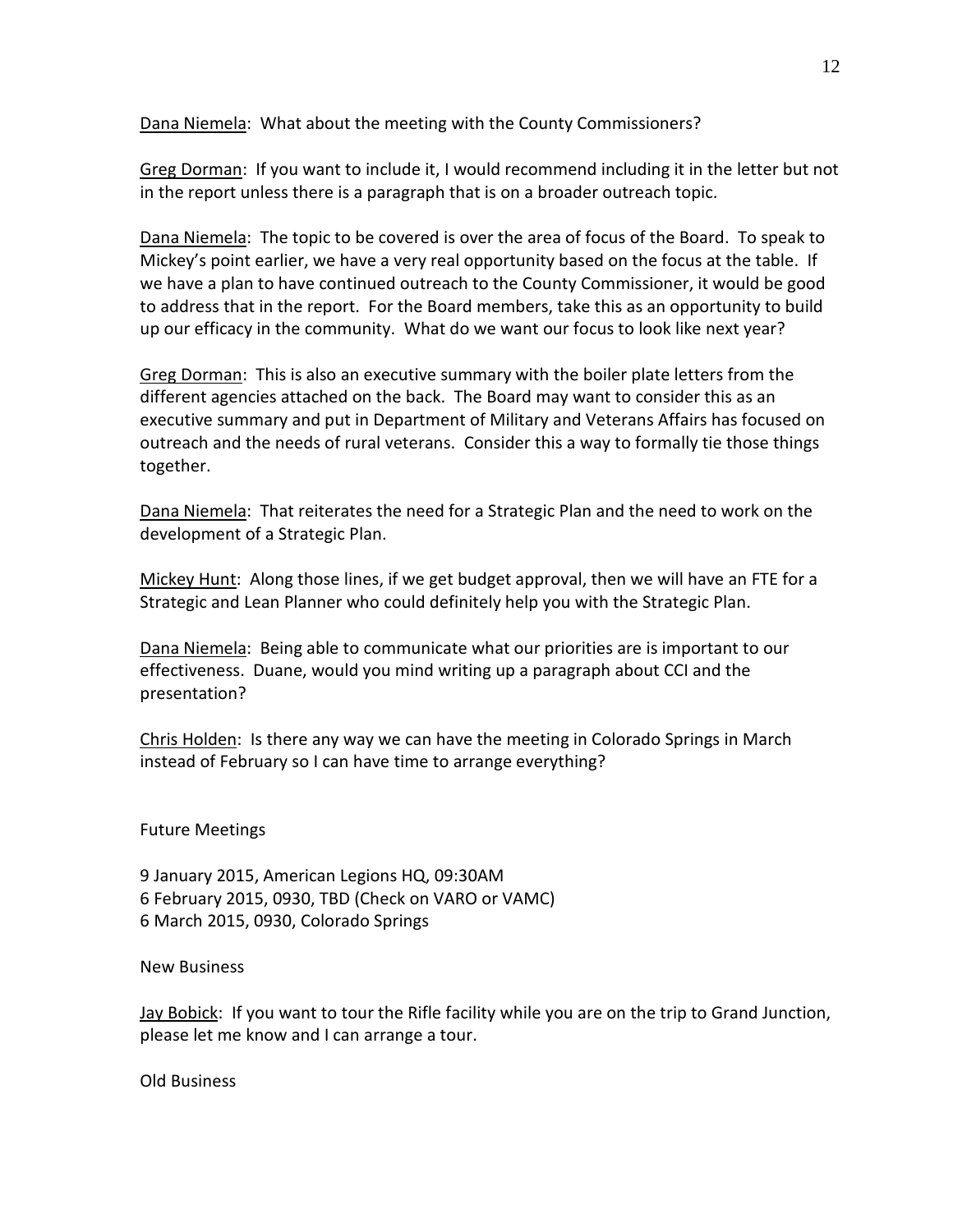Dana Niemela: What about the meeting with the County Commissioners?

Greg Dorman: If you want to include it, I would recommend including it in the letter but not in the report unless there is a paragraph that is on a broader outreach topic.

Dana Niemela: The topic to be covered is over the area of focus of the Board. To speak to Mickey's point earlier, we have a very real opportunity based on the focus at the table. If we have a plan to have continued outreach to the County Commissioner, it would be good to address that in the report. For the Board members, take this as an opportunity to build up our efficacy in the community. What do we want our focus to look like next year?

Greg Dorman: This is also an executive summary with the boiler plate letters from the different agencies attached on the back. The Board may want to consider this as an executive summary and put in Department of Military and Veterans Affairs has focused on outreach and the needs of rural veterans. Consider this a way to formally tie those things together.

Dana Niemela: That reiterates the need for a Strategic Plan and the need to work on the development of a Strategic Plan.

Mickey Hunt: Along those lines, if we get budget approval, then we will have an FTE for a Strategic and Lean Planner who could definitely help you with the Strategic Plan.

Dana Niemela: Being able to communicate what our priorities are is important to our effectiveness. Duane, would you mind writing up a paragraph about CCI and the presentation?

Chris Holden: Is there any way we can have the meeting in Colorado Springs in March instead of February so I can have time to arrange everything?

Future Meetings

9 January 2015, American Legions HQ, 09:30AM
6 February 2015, 0930, TBD (Check on VARO or VAMC)
6 March 2015, 0930, Colorado Springs

New Business

Jay Bobick: If you want to tour the Rifle facility while you are on the trip to Grand Junction, please let me know and I can arrange a tour.

Old Business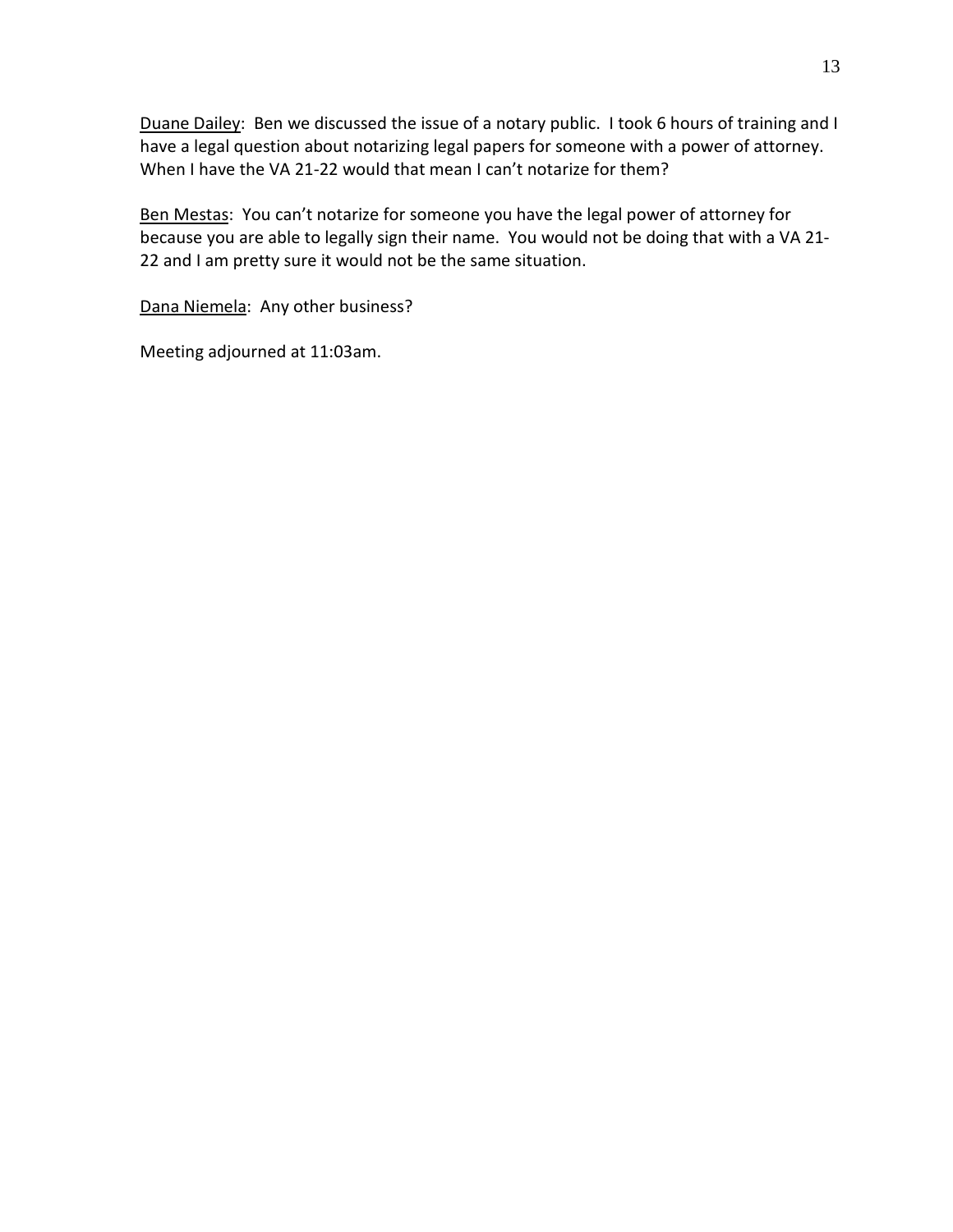<u>Duane Dailey</u>: Ben we discussed the issue of a notary public. I took 6 hours of training and I have a legal question about notarizing legal papers for someone with a power of attorney. When I have the VA 21-22 would that mean I can't notarize for them?

<u>Ben Mestas</u>: You can't notarize for someone you have the legal power of attorney for because you are able to legally sign their name. You would not be doing that with a VA 21-22 and I am pretty sure it would not be the same situation.

<u>Dana Niemela</u>: Any other business?

Meeting adjourned at 11:03am.